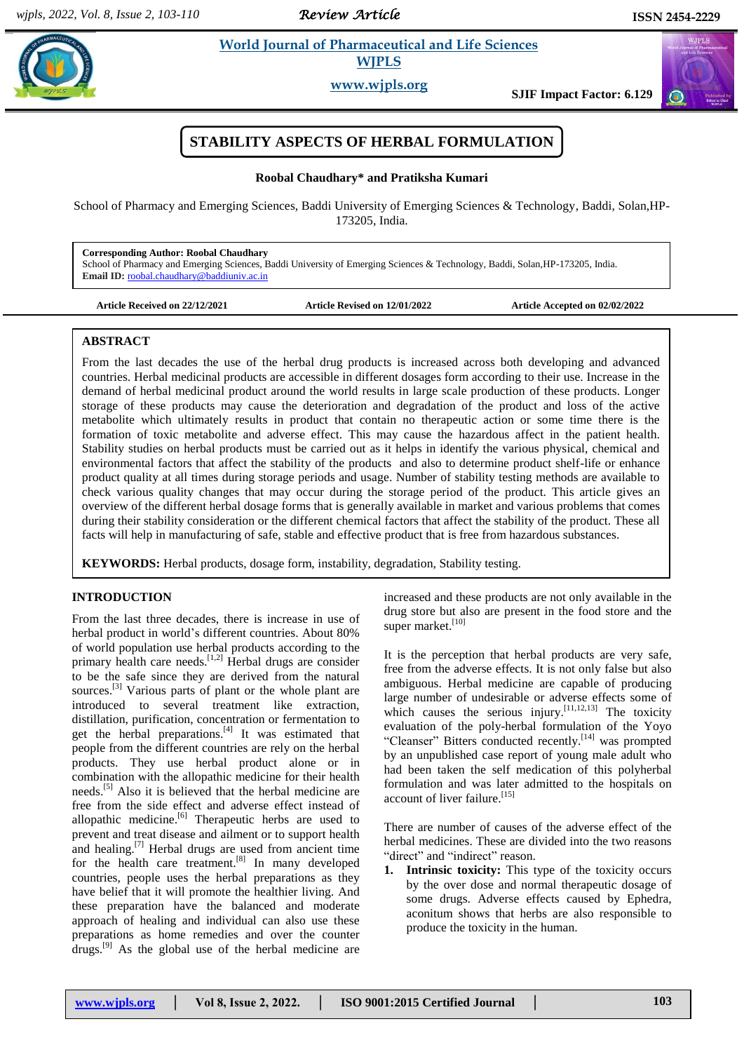# STABILITY ASPECTS OF HERBAL FORMULATION

**Roobal Chaudhary\* and Pratiksha Kumari**

School of Pharmacy and Emerging Sciences, Baddi University of Emerging Sciences & Technology, Baddi, Solan,HP-173205, India.

**Corresponding Author: Roobal Chaudhary**
School of Pharmacy and Emerging Sciences, Baddi University of Emerging Sciences & Technology, Baddi, Solan,HP-173205, India.
**Email ID:** roobal.chaudhary@baddiuniv.ac.in

**Article Received on 22/12/2021** | **Article Revised on 12/01/2022** | **Article Accepted on 02/02/2022**

## ABSTRACT

From the last decades the use of the herbal drug products is increased across both developing and advanced countries. Herbal medicinal products are accessible in different dosages form according to their use. Increase in the demand of herbal medicinal product around the world results in large scale production of these products. Longer storage of these products may cause the deterioration and degradation of the product and loss of the active metabolite which ultimately results in product that contain no therapeutic action or some time there is the formation of toxic metabolite and adverse effect. This may cause the hazardous affect in the patient health. Stability studies on herbal products must be carried out as it helps in identify the various physical, chemical and environmental factors that affect the stability of the products and also to determine product shelf-life or enhance product quality at all times during storage periods and usage. Number of stability testing methods are available to check various quality changes that may occur during the storage period of the product. This article gives an overview of the different herbal dosage forms that is generally available in market and various problems that comes during their stability consideration or the different chemical factors that affect the stability of the product. These all facts will help in manufacturing of safe, stable and effective product that is free from hazardous substances.

**KEYWORDS:** Herbal products, dosage form, instability, degradation, Stability testing.

## INTRODUCTION

From the last three decades, there is increase in use of herbal product in world's different countries. About 80% of world population use herbal products according to the primary health care needs.[1,2] Herbal drugs are consider to be the safe since they are derived from the natural sources.[3] Various parts of plant or the whole plant are introduced to several treatment like extraction, distillation, purification, concentration or fermentation to get the herbal preparations.[4] It was estimated that people from the different countries are rely on the herbal products. They use herbal product alone or in combination with the allopathic medicine for their health needs.[5] Also it is believed that the herbal medicine are free from the side effect and adverse effect instead of allopathic medicine.[6] Therapeutic herbs are used to prevent and treat disease and ailment or to support health and healing.[7] Herbal drugs are used from ancient time for the health care treatment.[8] In many developed countries, people uses the herbal preparations as they have belief that it will promote the healthier living. And these preparation have the balanced and moderate approach of healing and individual can also use these preparations as home remedies and over the counter drugs.[9] As the global use of the herbal medicine are increased and these products are not only available in the drug store but also are present in the food store and the super market.[10]

It is the perception that herbal products are very safe, free from the adverse effects. It is not only false but also ambiguous. Herbal medicine are capable of producing large number of undesirable or adverse effects some of which causes the serious injury.[11,12,13] The toxicity evaluation of the poly-herbal formulation of the Yoyo "Cleanser" Bitters conducted recently.[14] was prompted by an unpublished case report of young male adult who had been taken the self medication of this polyherbal formulation and was later admitted to the hospitals on account of liver failure.[15]

There are number of causes of the adverse effect of the herbal medicines. These are divided into the two reasons "direct" and "indirect" reason.

1. **Intrinsic toxicity:** This type of the toxicity occurs by the over dose and normal therapeutic dosage of some drugs. Adverse effects caused by Ephedra, aconitum shows that herbs are also responsible to produce the toxicity in the human.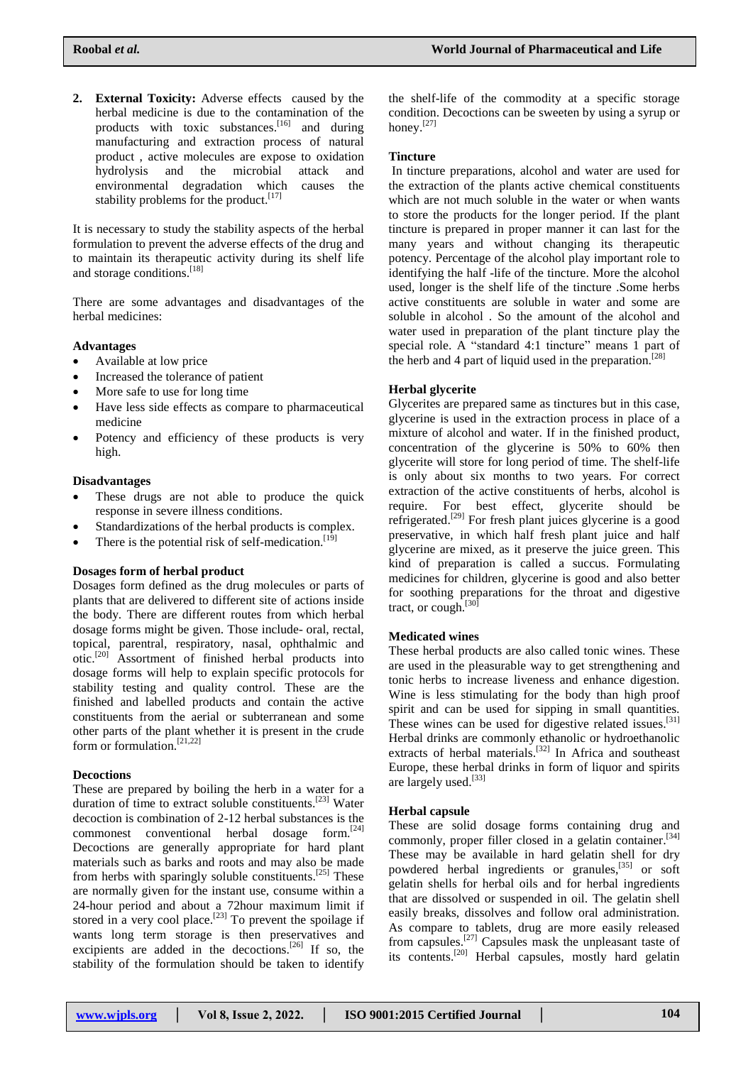2. **External Toxicity:** Adverse effects caused by the herbal medicine is due to the contamination of the products with toxic substances.[16] and during manufacturing and extraction process of natural product , active molecules are expose to oxidation hydrolysis and the microbial attack and environmental degradation which causes the stability problems for the product.[17]

It is necessary to study the stability aspects of the herbal formulation to prevent the adverse effects of the drug and to maintain its therapeutic activity during its shelf life and storage conditions.[18]

There are some advantages and disadvantages of the herbal medicines:

**Advantages**

- Available at low price
- Increased the tolerance of patient
- More safe to use for long time
- Have less side effects as compare to pharmaceutical medicine
- Potency and efficiency of these products is very high.

**Disadvantages**

- These drugs are not able to produce the quick response in severe illness conditions.
- Standardizations of the herbal products is complex.
- There is the potential risk of self-medication.[19]

**Dosages form of herbal product**

Dosages form defined as the drug molecules or parts of plants that are delivered to different site of actions inside the body. There are different routes from which herbal dosage forms might be given. Those include- oral, rectal, topical, parentral, respiratory, nasal, ophthalmic and otic.[20] Assortment of finished herbal products into dosage forms will help to explain specific protocols for stability testing and quality control. These are the finished and labelled products and contain the active constituents from the aerial or subterranean and some other parts of the plant whether it is present in the crude form or formulation.[21,22]

**Decoctions**

These are prepared by boiling the herb in a water for a duration of time to extract soluble constituents.[23] Water decoction is combination of 2-12 herbal substances is the commonest conventional herbal dosage form.[24] Decoctions are generally appropriate for hard plant materials such as barks and roots and may also be made from herbs with sparingly soluble constituents.[25] These are normally given for the instant use, consume within a 24-hour period and about a 72hour maximum limit if stored in a very cool place.[23] To prevent the spoilage if wants long term storage is then preservatives and excipients are added in the decoctions.[26] If so, the stability of the formulation should be taken to identify the shelf-life of the commodity at a specific storage condition. Decoctions can be sweeten by using a syrup or honey.[27]

**Tincture**

In tincture preparations, alcohol and water are used for the extraction of the plants active chemical constituents which are not much soluble in the water or when wants to store the products for the longer period. If the plant tincture is prepared in proper manner it can last for the many years and without changing its therapeutic potency. Percentage of the alcohol play important role to identifying the half -life of the tincture. More the alcohol used, longer is the shelf life of the tincture .Some herbs active constituents are soluble in water and some are soluble in alcohol . So the amount of the alcohol and water used in preparation of the plant tincture play the special role. A "standard 4:1 tincture" means 1 part of the herb and 4 part of liquid used in the preparation.[28]

**Herbal glycerite**

Glycerites are prepared same as tinctures but in this case, glycerine is used in the extraction process in place of a mixture of alcohol and water. If in the finished product, concentration of the glycerine is 50% to 60% then glycerite will store for long period of time. The shelf-life is only about six months to two years. For correct extraction of the active constituents of herbs, alcohol is require. For best effect, glycerite should be refrigerated.[29] For fresh plant juices glycerine is a good preservative, in which half fresh plant juice and half glycerine are mixed, as it preserve the juice green. This kind of preparation is called a succus. Formulating medicines for children, glycerine is good and also better for soothing preparations for the throat and digestive tract, or cough.[30]

**Medicated wines**

These herbal products are also called tonic wines. These are used in the pleasurable way to get strengthening and tonic herbs to increase liveness and enhance digestion. Wine is less stimulating for the body than high proof spirit and can be used for sipping in small quantities. These wines can be used for digestive related issues.[31] Herbal drinks are commonly ethanolic or hydroethanolic extracts of herbal materials.[32] In Africa and southeast Europe, these herbal drinks in form of liquor and spirits are largely used.[33]

**Herbal capsule**

These are solid dosage forms containing drug and commonly, proper filler closed in a gelatin container.[34] These may be available in hard gelatin shell for dry powdered herbal ingredients or granules,[35] or soft gelatin shells for herbal oils and for herbal ingredients that are dissolved or suspended in a gelatin container. The gelatin shell easily breaks, dissolves and follow oral administration. As compare to tablets, drug are more easily released from capsules.[27] Capsules mask the unpleasant taste of its contents.[20] Herbal capsules, mostly hard gelatin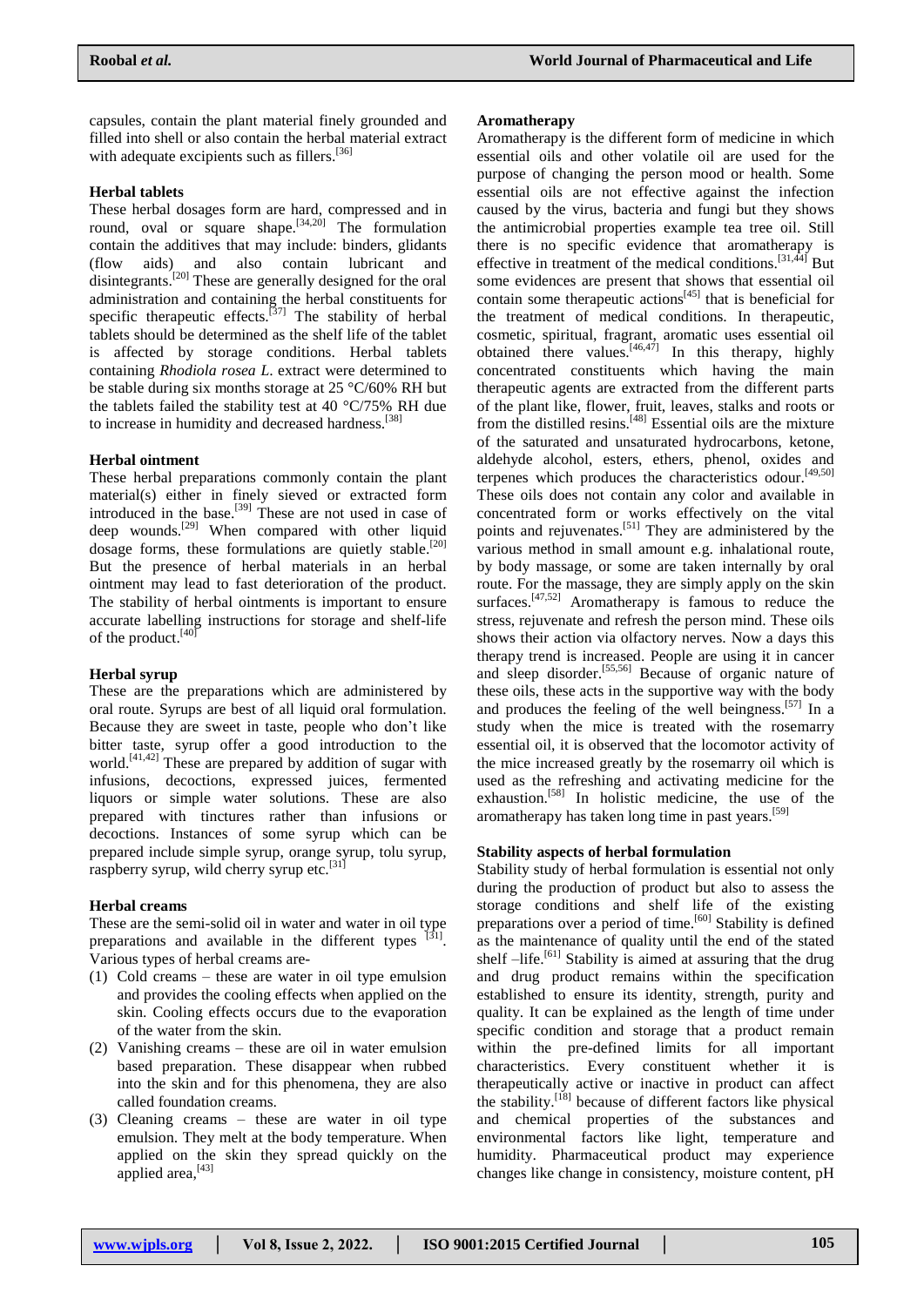capsules, contain the plant material finely grounded and filled into shell or also contain the herbal material extract with adequate excipients such as fillers.[36]

### Herbal tablets

These herbal dosages form are hard, compressed and in round, oval or square shape.[34,20] The formulation contain the additives that may include: binders, glidants (flow aids) and also contain lubricant and disintegrants.[20] These are generally designed for the oral administration and containing the herbal constituents for specific therapeutic effects.[37] The stability of herbal tablets should be determined as the shelf life of the tablet is affected by storage conditions. Herbal tablets containing *Rhodiola rosea L.* extract were determined to be stable during six months storage at 25 °C/60% RH but the tablets failed the stability test at 40 °C/75% RH due to increase in humidity and decreased hardness.[38]

### Herbal ointment

These herbal preparations commonly contain the plant material(s) either in finely sieved or extracted form introduced in the base.[39] These are not used in case of deep wounds.[29] When compared with other liquid dosage forms, these formulations are quietly stable.[20] But the presence of herbal materials in an herbal ointment may lead to fast deterioration of the product. The stability of herbal ointments is important to ensure accurate labelling instructions for storage and shelf-life of the product.[40]

### Herbal syrup

These are the preparations which are administered by oral route. Syrups are best of all liquid oral formulation. Because they are sweet in taste, people who don't like bitter taste, syrup offer a good introduction to the world.[41,42] These are prepared by addition of sugar with infusions, decoctions, expressed juices, fermented liquors or simple water solutions. These are also prepared with tinctures rather than infusions or decoctions. Instances of some syrup which can be prepared include simple syrup, orange syrup, tolu syrup, raspberry syrup, wild cherry syrup etc.[31]

### Herbal creams

These are the semi-solid oil in water and water in oil type preparations and available in the different types [31]. Various types of herbal creams are-

1. Cold creams – these are water in oil type emulsion and provides the cooling effects when applied on the skin. Cooling effects occurs due to the evaporation of the water from the skin.
2. Vanishing creams – these are oil in water emulsion based preparation. These disappear when rubbed into the skin and for this phenomena, they are also called foundation creams.
3. Cleaning creams – these are water in oil type emulsion. They melt at the body temperature. When applied on the skin they spread quickly on the applied area,[43]

### Aromatherapy

Aromatherapy is the different form of medicine in which essential oils and other volatile oil are used for the purpose of changing the person mood or health. Some essential oils are not effective against the infection caused by the virus, bacteria and fungi but they shows the antimicrobial properties example tea tree oil. Still there is no specific evidence that aromatherapy is effective in treatment of the medical conditions.[31,44] But some evidences are present that shows that essential oil contain some therapeutic actions[45] that is beneficial for the treatment of medical conditions. In therapeutic, cosmetic, spiritual, fragrant, aromatic uses essential oil obtained there values.[46,47] In this therapy, highly concentrated constituents which having the main therapeutic agents are extracted from the different parts of the plant like, flower, fruit, leaves, stalks and roots or from the distilled resins.[48] Essential oils are the mixture of the saturated and unsaturated hydrocarbons, ketone, aldehyde alcohol, esters, ethers, phenol, oxides and terpenes which produces the characteristics odour.[49,50] These oils does not contain any color and available in concentrated form or works effectively on the vital points and rejuvenates.[51] They are administered by the various method in small amount e.g. inhalational route, by body massage, or some are taken internally by oral route. For the massage, they are simply apply on the skin surfaces.[47,52] Aromatherapy is famous to reduce the stress, rejuvenate and refresh the person mind. These oils shows their action via olfactory nerves. Now a days this therapy trend is increased. People are using it in cancer and sleep disorder.[55,56] Because of organic nature of these oils, these acts in the supportive way with the body and produces the feeling of the well beingness.[57] In a study when the mice is treated with the rosemarry essential oil, it is observed that the locomotor activity of the mice increased greatly by the rosemarry oil which is used as the refreshing and activating medicine for the exhaustion.[58] In holistic medicine, the use of the aromatherapy has taken long time in past years.[59]

### Stability aspects of herbal formulation

Stability study of herbal formulation is essential not only during the production of product but also to assess the storage conditions and shelf life of the existing preparations over a period of time.[60] Stability is defined as the maintenance of quality until the end of the stated shelf –life.[61] Stability is aimed at assuring that the drug and drug product remains within the specification established to ensure its identity, strength, purity and quality. It can be explained as the length of time under specific condition and storage that a product remain within the pre-defined limits for all important characteristics. Every constituent whether it is therapeutically active or inactive in product can affect the stability.[18] because of different factors like physical and chemical properties of the substances and environmental factors like light, temperature and humidity. Pharmaceutical product may experience changes like change in consistency, moisture content, pH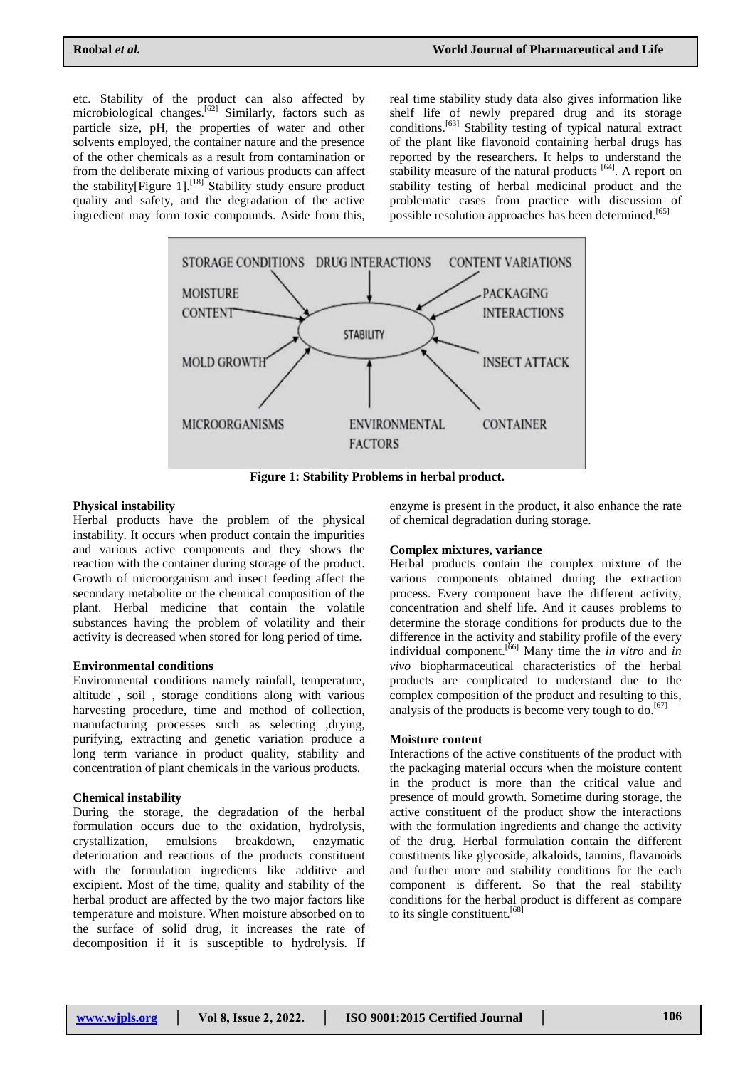etc. Stability of the product can also affected by microbiological changes.[62] Similarly, factors such as particle size, pH, the properties of water and other solvents employed, the container nature and the presence of the other chemicals as a result from contamination or from the deliberate mixing of various products can affect the stability[Figure 1].[18] Stability study ensure product quality and safety, and the degradation of the active ingredient may form toxic compounds. Aside from this, real time stability study data also gives information like shelf life of newly prepared drug and its storage conditions.[63] Stability testing of typical natural extract of the plant like flavonoid containing herbal drugs has reported by the researchers. It helps to understand the stability measure of the natural products [64]. A report on stability testing of herbal medicinal product and the problematic cases from practice with discussion of possible resolution approaches has been determined.[65]

**Figure 1: Stability Problems in herbal product.**

**Physical instability**

Herbal products have the problem of the physical instability. It occurs when product contain the impurities and various active components and they shows the reaction with the container during storage of the product. Growth of microorganism and insect feeding affect the secondary metabolite or the chemical composition of the plant. Herbal medicine that contain the volatile substances having the problem of volatility and their activity is decreased when stored for long period of time**.**

**Environmental conditions**

Environmental conditions namely rainfall, temperature, altitude , soil , storage conditions along with various harvesting procedure, time and method of collection, manufacturing processes such as selecting ,drying, purifying, extracting and genetic variation produce a long term variance in product quality, stability and concentration of plant chemicals in the various products.

**Chemical instability**

During the storage, the degradation of the herbal formulation occurs due to the oxidation, hydrolysis, crystallization, emulsions breakdown, enzymatic deterioration and reactions of the products constituent with the formulation ingredients like additive and excipient. Most of the time, quality and stability of the herbal product are affected by the two major factors like temperature and moisture. When moisture absorbed on to the surface of solid drug, it increases the rate of decomposition if it is susceptible to hydrolysis. If enzyme is present in the product, it also enhance the rate of chemical degradation during storage.

**Complex mixtures, variance**

Herbal products contain the complex mixture of the various components obtained during the extraction process. Every component have the different activity, concentration and shelf life. And it causes problems to determine the storage conditions for products due to the difference in the activity and stability profile of the every individual component.[66] Many time the *in vitro* and *in vivo* biopharmaceutical characteristics of the herbal products are complicated to understand due to the complex composition of the product and resulting to this, analysis of the products is become very tough to do.[67]

**Moisture content**

Interactions of the active constituents of the product with the packaging material occurs when the moisture content in the product is more than the critical value and presence of mould growth. Sometime during storage, the active constituent of the product show the interactions with the formulation ingredients and change the activity of the drug. Herbal formulation contain the different constituents like glycoside, alkaloids, tannins, flavanoids and further more and stability conditions for the each component is different. So that the real stability conditions for the herbal product is different as compare to its single constituent.[68]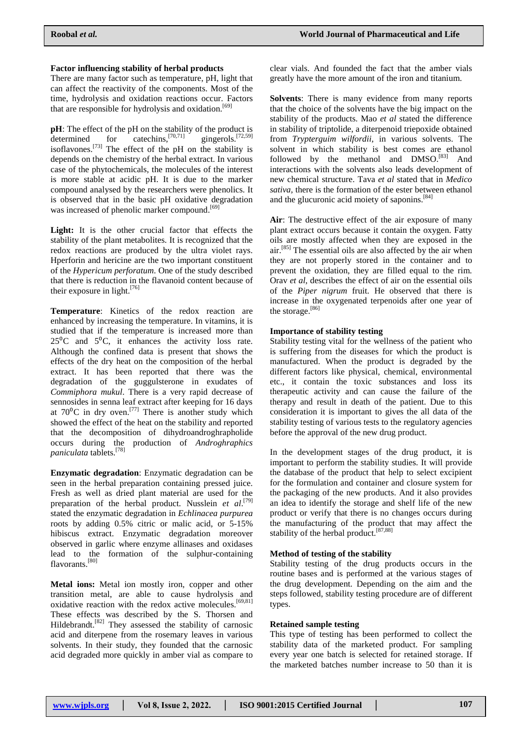### Factor influencing stability of herbal products

There are many factor such as temperature, pH, light that can affect the reactivity of the components. Most of the time, hydrolysis and oxidation reactions occur. Factors that are responsible for hydrolysis and oxidation.[69]

**pH**: The effect of the pH on the stability of the product is determined for catechins,[70,71] gingerols.[72,59] isoflavones.[73] The effect of the pH on the stability is depends on the chemistry of the herbal extract. In various case of the phytochemicals, the molecules of the interest is more stable at acidic pH. It is due to the marker compound analysed by the researchers were phenolics. It is observed that in the basic pH oxidative degradation was increased of phenolic marker compound.[69]

**Light:** It is the other crucial factor that effects the stability of the plant metabolites. It is recognized that the redox reactions are produced by the ultra violet rays. Hperforin and hericine are the two important constituent of the *Hypericum perforatum*. One of the study described that there is reduction in the flavanoid content because of their exposure in light.[76]

**Temperature**: Kinetics of the redox reaction are enhanced by increasing the temperature. In vitamins, it is studied that if the temperature is increased more than $25^0$C and $5^0$C, it enhances the activity loss rate. Although the confined data is present that shows the effects of the dry heat on the composition of the herbal extract. It has been reported that there was the degradation of the guggulsterone in exudates of *Commiphora mukul*. There is a very rapid decrease of sennosides in senna leaf extract after keeping for 16 days at $70^0$C in dry oven.[77] There is another study which showed the effect of the heat on the stability and reported that the decomposition of dihydroandroghrapholide occurs during the production of *Androghraphics paniculata* tablets.[78]

**Enzymatic degradation**: Enzymatic degradation can be seen in the herbal preparation containing pressed juice. Fresh as well as dried plant material are used for the preparation of the herbal product. Nusslein *et al*.[79] stated the enzymatic degradation in *Echlinacea purpurea* roots by adding 0.5% citric or malic acid, or 5-15% hibiscus extract. Enzymatic degradation moreover observed in garlic where enzyme allinases and oxidases lead to the formation of the sulphur-containing flavorants.[80]

**Metal ions:** Metal ion mostly iron, copper and other transition metal, are able to cause hydrolysis and oxidative reaction with the redox active molecules.[69,81] These effects was described by the S. Thorsen and Hildebrandt.[82] They assessed the stability of carnosic acid and diterpene from the rosemary leaves in various solvents. In their study, they founded that the carnosic acid degraded more quickly in amber vial as compare to clear vials. And founded the fact that the amber vials greatly have the more amount of the iron and titanium.

**Solvents**: There is many evidence from many reports that the choice of the solvents have the big impact on the stability of the products. Mao *et al* stated the difference in stability of triptolide, a diterpenoid triepoxide obtained from *Trypterguim wilfordii*, in various solvents. The solvent in which stability is best comes are ethanol followed by the methanol and DMSO.[83] And interactions with the solvents also leads development of new chemical structure. Tava *et al* stated that in *Medico sativa*, there is the formation of the ester between ethanol and the glucuronic acid moiety of saponins.[84]

**Air**: The destructive effect of the air exposure of many plant extract occurs because it contain the oxygen. Fatty oils are mostly affected when they are exposed in the air.[85] The essential oils are also affected by the air when they are not properly stored in the container and to prevent the oxidation, they are filled equal to the rim. Orav *et al*, describes the effect of air on the essential oils of the *Piper nigrum* fruit. He observed that there is increase in the oxygenated terpenoids after one year of the storage.[86]

### Importance of stability testing

Stability testing vital for the wellness of the patient who is suffering from the diseases for which the product is manufactured. When the product is degraded by the different factors like physical, chemical, environmental etc., it contain the toxic substances and loss its therapeutic activity and can cause the failure of the therapy and result in death of the patient. Due to this consideration it is important to gives the all data of the stability testing of various tests to the regulatory agencies before the approval of the new drug product.

In the development stages of the drug product, it is important to perform the stability studies. It will provide the database of the product that help to select excipient for the formulation and container and closure system for the packaging of the new products. And it also provides an idea to identify the storage and shelf life of the new product or verify that there is no changes occurs during the manufacturing of the product that may affect the stability of the herbal product.[87,88]

### Method of testing of the stability

Stability testing of the drug products occurs in the routine bases and is performed at the various stages of the drug development. Depending on the aim and the steps followed, stability testing procedure are of different types.

### Retained sample testing

This type of testing has been performed to collect the stability data of the marketed product. For sampling every year one batch is selected for retained storage. If the marketed batches number increase to 50 than it is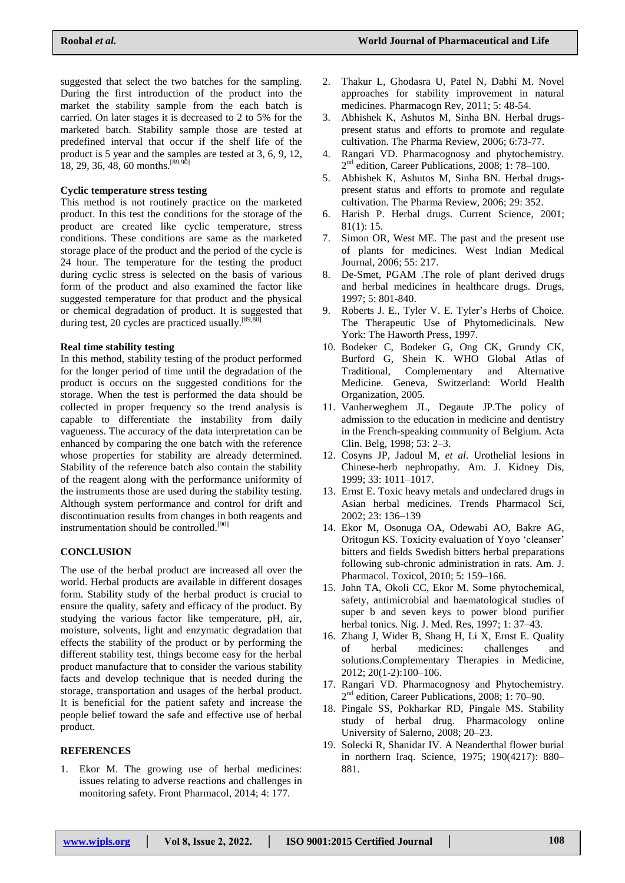suggested that select the two batches for the sampling. During the first introduction of the product into the market the stability sample from the each batch is carried. On later stages it is decreased to 2 to 5% for the marketed batch. Stability sample those are tested at predefined interval that occur if the shelf life of the product is 5 year and the samples are tested at 3, 6, 9, 12, 18, 29, 36, 48, 60 months.[89,90]

**Cyclic temperature stress testing**

This method is not routinely practice on the marketed product. In this test the conditions for the storage of the product are created like cyclic temperature, stress conditions. These conditions are same as the marketed storage place of the product and the period of the cycle is 24 hour. The temperature for the testing the product during cyclic stress is selected on the basis of various form of the product and also examined the factor like suggested temperature for that product and the physical or chemical degradation of product. It is suggested that during test, 20 cycles are practiced usually.[89,80]

**Real time stability testing**

In this method, stability testing of the product performed for the longer period of time until the degradation of the product is occurs on the suggested conditions for the storage. When the test is performed the data should be collected in proper frequency so the trend analysis is capable to differentiate the instability from daily vagueness. The accuracy of the data interpretation can be enhanced by comparing the one batch with the reference whose properties for stability are already determined. Stability of the reference batch also contain the stability of the reagent along with the performance uniformity of the instruments those are used during the stability testing. Although system performance and control for drift and discontinuation results from changes in both reagents and instrumentation should be controlled.[90]

## CONCLUSION

The use of the herbal product are increased all over the world. Herbal products are available in different dosages form. Stability study of the herbal product is crucial to ensure the quality, safety and efficacy of the product. By studying the various factor like temperature, pH, air, moisture, solvents, light and enzymatic degradation that effects the stability of the product or by performing the different stability test, things become easy for the herbal product manufacture that to consider the various stability facts and develop technique that is needed during the storage, transportation and usages of the herbal product. It is beneficial for the patient safety and increase the people belief toward the safe and effective use of herbal product.

## REFERENCES

1. Ekor M. The growing use of herbal medicines: issues relating to adverse reactions and challenges in monitoring safety. Front Pharmacol, 2014; 4: 177.
2. Thakur L, Ghodasra U, Patel N, Dabhi M. Novel approaches for stability improvement in natural medicines. Pharmacogn Rev, 2011; 5: 48-54.
3. Abhishek K, Ashutos M, Sinha BN. Herbal drugs-present status and efforts to promote and regulate cultivation. The Pharma Review, 2006; 6:73-77.
4. Rangari VD. Pharmacognosy and phytochemistry. 2nd edition, Career Publications, 2008; 1: 78–100.
5. Abhishek K, Ashutos M, Sinha BN. Herbal drugs-present status and efforts to promote and regulate cultivation. The Pharma Review, 2006; 29: 352.
6. Harish P. Herbal drugs. Current Science, 2001; 81(1): 15.
7. Simon OR, West ME. The past and the present use of plants for medicines. West Indian Medical Journal, 2006; 55: 217.
8. De-Smet, PGAM .The role of plant derived drugs and herbal medicines in healthcare drugs. Drugs, 1997; 5: 801-840.
9. Roberts J. E., Tyler V. E. Tyler's Herbs of Choice. The Therapeutic Use of Phytomedicinals. New York: The Haworth Press, 1997.
10. Bodeker C, Bodeker G, Ong CK, Grundy CK, Burford G, Shein K. WHO Global Atlas of Traditional, Complementary and Alternative Medicine. Geneva, Switzerland: World Health Organization, 2005.
11. Vanherweghem JL, Degaute JP.The policy of admission to the education in medicine and dentistry in the French-speaking community of Belgium. Acta Clin. Belg, 1998; 53: 2–3.
12. Cosyns JP, Jadoul M, *et al*. Urothelial lesions in Chinese-herb nephropathy. Am. J. Kidney Dis, 1999; 33: 1011–1017.
13. Ernst E. Toxic heavy metals and undeclared drugs in Asian herbal medicines. Trends Pharmacol Sci, 2002; 23: 136–139
14. Ekor M, Osonuga OA, Odewabi AO, Bakre AG, Oritogun KS. Toxicity evaluation of Yoyo 'cleanser' bitters and fields Swedish bitters herbal preparations following sub-chronic administration in rats. Am. J. Pharmacol. Toxicol, 2010; 5: 159–166.
15. John TA, Okoli CC, Ekor M. Some phytochemical, safety, antimicrobial and haematological studies of super b and seven keys to power blood purifier herbal tonics. Nig. J. Med. Res, 1997; 1: 37–43.
16. Zhang J, Wider B, Shang H, Li X, Ernst E. Quality of herbal medicines: challenges and solutions.Complementary Therapies in Medicine, 2012; 20(1-2):100–106.
17. Rangari VD. Pharmacognosy and Phytochemistry. 2nd edition, Career Publications, 2008; 1: 70–90.
18. Pingale SS, Pokharkar RD, Pingale MS. Stability study of herbal drug. Pharmacology online University of Salerno, 2008; 20–23.
19. Solecki R, Shanidar IV. A Neanderthal flower burial in northern Iraq. Science, 1975; 190(4217): 880–881.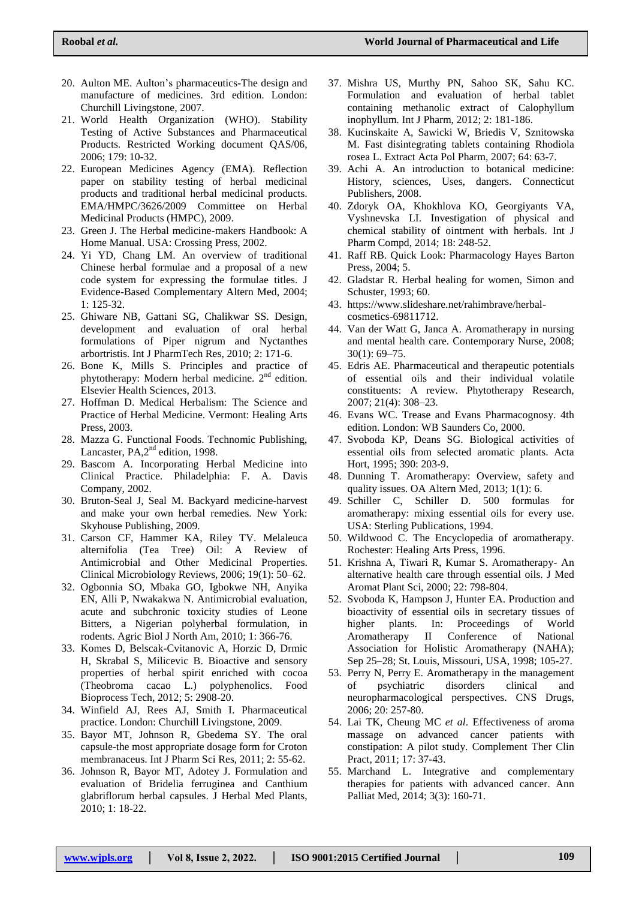20. Aulton ME. Aulton's pharmaceutics-The design and manufacture of medicines. 3rd edition. London: Churchill Livingstone, 2007.
21. World Health Organization (WHO). Stability Testing of Active Substances and Pharmaceutical Products. Restricted Working document QAS/06, 2006; 179: 10-32.
22. European Medicines Agency (EMA). Reflection paper on stability testing of herbal medicinal products and traditional herbal medicinal products. EMA/HMPC/3626/2009 Committee on Herbal Medicinal Products (HMPC), 2009.
23. Green J. The Herbal medicine-makers Handbook: A Home Manual. USA: Crossing Press, 2002.
24. Yi YD, Chang LM. An overview of traditional Chinese herbal formulae and a proposal of a new code system for expressing the formulae titles. J Evidence-Based Complementary Altern Med, 2004; 1: 125-32.
25. Ghiware NB, Gattani SG, Chalikwar SS. Design, development and evaluation of oral herbal formulations of Piper nigrum and Nyctanthes arbortristis. Int J PharmTech Res, 2010; 2: 171-6.
26. Bone K, Mills S. Principles and practice of phytotherapy: Modern herbal medicine. 2nd edition. Elsevier Health Sciences, 2013.
27. Hoffman D. Medical Herbalism: The Science and Practice of Herbal Medicine. Vermont: Healing Arts Press, 2003.
28. Mazza G. Functional Foods. Technomic Publishing, Lancaster, PA,2nd edition, 1998.
29. Bascom A. Incorporating Herbal Medicine into Clinical Practice. Philadelphia: F. A. Davis Company, 2002.
30. Bruton-Seal J, Seal M. Backyard medicine-harvest and make your own herbal remedies. New York: Skyhouse Publishing, 2009.
31. Carson CF, Hammer KA, Riley TV. Melaleuca alternifolia (Tea Tree) Oil: A Review of Antimicrobial and Other Medicinal Properties. Clinical Microbiology Reviews, 2006; 19(1): 50–62.
32. Ogbonnia SO, Mbaka GO, Igbokwe NH, Anyika EN, Alli P, Nwakakwa N. Antimicrobial evaluation, acute and subchronic toxicity studies of Leone Bitters, a Nigerian polyherbal formulation, in rodents. Agric Biol J North Am, 2010; 1: 366-76.
33. Komes D, Belscak-Cvitanovic A, Horzic D, Drmic H, Skrabal S, Milicevic B. Bioactive and sensory properties of herbal spirit enriched with cocoa (Theobroma cacao L.) polyphenolics. Food Bioprocess Tech, 2012; 5: 2908-20.
34. Winfield AJ, Rees AJ, Smith I. Pharmaceutical practice. London: Churchill Livingstone, 2009.
35. Bayor MT, Johnson R, Gbedema SY. The oral capsule-the most appropriate dosage form for Croton membranaceus. Int J Pharm Sci Res, 2011; 2: 55-62.
36. Johnson R, Bayor MT, Adotey J. Formulation and evaluation of Bridelia ferruginea and Canthium glabriflorum herbal capsules. J Herbal Med Plants, 2010; 1: 18-22.
37. Mishra US, Murthy PN, Sahoo SK, Sahu KC. Formulation and evaluation of herbal tablet containing methanolic extract of Calophyllum inophyllum. Int J Pharm, 2012; 2: 181-186.
38. Kucinskaite A, Sawicki W, Briedis V, Sznitowska M. Fast disintegrating tablets containing Rhodiola rosea L. Extract Acta Pol Pharm, 2007; 64: 63-7.
39. Achi A. An introduction to botanical medicine: History, sciences, Uses, dangers. Connecticut Publishers, 2008.
40. Zdoryk OA, Khokhlova KO, Georgiyants VA, Vyshnevska LI. Investigation of physical and chemical stability of ointment with herbals. Int J Pharm Compd, 2014; 18: 248-52.
41. Raff RB. Quick Look: Pharmacology Hayes Barton Press, 2004; 5.
42. Gladstar R. Herbal healing for women, Simon and Schuster, 1993; 60.
43. https://www.slideshare.net/rahimbrave/herbal-cosmetics-69811712.
44. Van der Watt G, Janca A. Aromatherapy in nursing and mental health care. Contemporary Nurse, 2008; 30(1): 69–75.
45. Edris AE. Pharmaceutical and therapeutic potentials of essential oils and their individual volatile constituents: A review. Phytotherapy Research, 2007; 21(4): 308–23.
46. Evans WC. Trease and Evans Pharmacognosy. 4th edition. London: WB Saunders Co, 2000.
47. Svoboda KP, Deans SG. Biological activities of essential oils from selected aromatic plants. Acta Hort, 1995; 390: 203-9.
48. Dunning T. Aromatherapy: Overview, safety and quality issues. OA Altern Med, 2013; 1(1): 6.
49. Schiller C, Schiller D. 500 formulas for aromatherapy: mixing essential oils for every use. USA: Sterling Publications, 1994.
50. Wildwood C. The Encyclopedia of aromatherapy. Rochester: Healing Arts Press, 1996.
51. Krishna A, Tiwari R, Kumar S. Aromatherapy- An alternative health care through essential oils. J Med Aromat Plant Sci, 2000; 22: 798-804.
52. Svoboda K, Hampson J, Hunter EA. Production and bioactivity of essential oils in secretary tissues of higher plants. In: Proceedings of World Aromatherapy II Conference of National Association for Holistic Aromatherapy (NAHA); Sep 25–28; St. Louis, Missouri, USA, 1998; 105-27.
53. Perry N, Perry E. Aromatherapy in the management of psychiatric disorders clinical and neuropharmacological perspectives. CNS Drugs, 2006; 20: 257-80.
54. Lai TK, Cheung MC *et al*. Effectiveness of aroma massage on advanced cancer patients with constipation: A pilot study. Complement Ther Clin Pract, 2011; 17: 37-43.
55. Marchand L. Integrative and complementary therapies for patients with advanced cancer. Ann Palliat Med, 2014; 3(3): 160-71.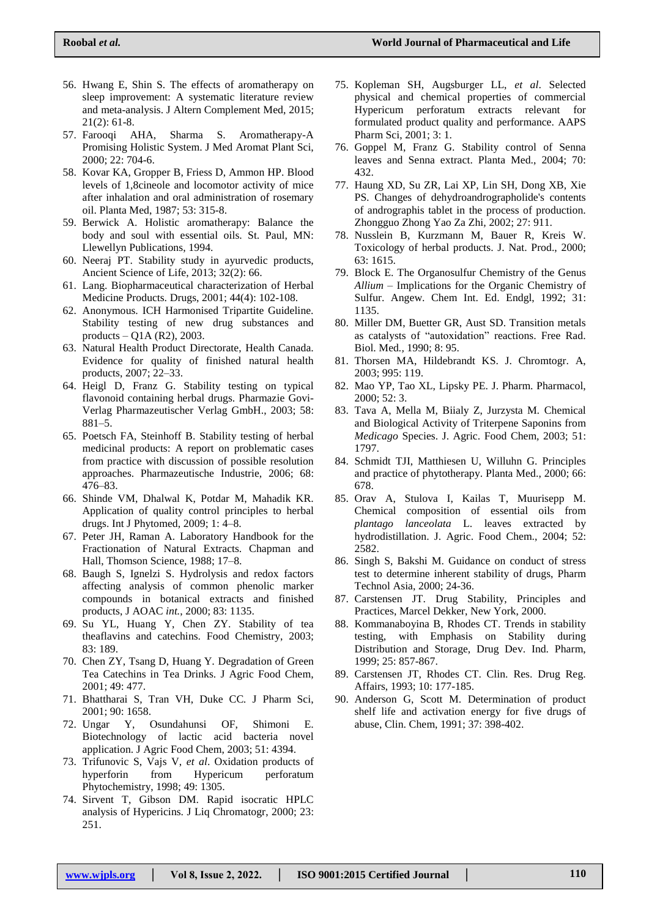56. Hwang E, Shin S. The effects of aromatherapy on sleep improvement: A systematic literature review and meta-analysis. J Altern Complement Med, 2015; 21(2): 61-8.
57. Farooqi AHA, Sharma S. Aromatherapy-A Promising Holistic System. J Med Aromat Plant Sci, 2000; 22: 704-6.
58. Kovar KA, Gropper B, Friess D, Ammon HP. Blood levels of 1,8cineole and locomotor activity of mice after inhalation and oral administration of rosemary oil. Planta Med, 1987; 53: 315-8.
59. Berwick A. Holistic aromatherapy: Balance the body and soul with essential oils. St. Paul, MN: Llewellyn Publications, 1994.
60. Neeraj PT. Stability study in ayurvedic products, Ancient Science of Life, 2013; 32(2): 66.
61. Lang. Biopharmaceutical characterization of Herbal Medicine Products. Drugs, 2001; 44(4): 102-108.
62. Anonymous. ICH Harmonised Tripartite Guideline. Stability testing of new drug substances and products – Q1A (R2), 2003.
63. Natural Health Product Directorate, Health Canada. Evidence for quality of finished natural health products, 2007; 22–33.
64. Heigl D, Franz G. Stability testing on typical flavonoid containing herbal drugs. Pharmazie Govi-Verlag Pharmazeutischer Verlag GmbH., 2003; 58: 881–5.
65. Poetsch FA, Steinhoff B. Stability testing of herbal medicinal products: A report on problematic cases from practice with discussion of possible resolution approaches. Pharmazeutische Industrie, 2006; 68: 476–83.
66. Shinde VM, Dhalwal K, Potdar M, Mahadik KR. Application of quality control principles to herbal drugs. Int J Phytomed, 2009; 1: 4–8.
67. Peter JH, Raman A. Laboratory Handbook for the Fractionation of Natural Extracts. Chapman and Hall, Thomson Science, 1988; 17–8.
68. Baugh S, Ignelzi S. Hydrolysis and redox factors affecting analysis of common phenolic marker compounds in botanical extracts and finished products, J AOAC *int.*, 2000; 83: 1135.
69. Su YL, Huang Y, Chen ZY. Stability of tea theaflavins and catechins. Food Chemistry, 2003; 83: 189.
70. Chen ZY, Tsang D, Huang Y. Degradation of Green Tea Catechins in Tea Drinks. J Agric Food Chem, 2001; 49: 477.
71. Bhattharai S, Tran VH, Duke CC. J Pharm Sci, 2001; 90: 1658.
72. Ungar Y, Osundahunsi OF, Shimoni E. Biotechnology of lactic acid bacteria novel application. J Agric Food Chem, 2003; 51: 4394.
73. Trifunovic S, Vajs V, *et al*. Oxidation products of hyperforin from Hypericum perforatum Phytochemistry, 1998; 49: 1305.
74. Sirvent T, Gibson DM. Rapid isocratic HPLC analysis of Hypericins. J Liq Chromatogr, 2000; 23: 251.
75. Kopleman SH, Augsburger LL, *et al*. Selected physical and chemical properties of commercial Hypericum perforatum extracts relevant for formulated product quality and performance. AAPS Pharm Sci, 2001; 3: 1.
76. Goppel M, Franz G. Stability control of Senna leaves and Senna extract. Planta Med., 2004; 70: 432.
77. Haung XD, Su ZR, Lai XP, Lin SH, Dong XB, Xie PS. Changes of dehydroandrographolide's contents of andrographis tablet in the process of production. Zhongguo Zhong Yao Za Zhi, 2002; 27: 911.
78. Nusslein B, Kurzmann M, Bauer R, Kreis W. Toxicology of herbal products. J. Nat. Prod., 2000; 63: 1615.
79. Block E. The Organosulfur Chemistry of the Genus *Allium* – Implications for the Organic Chemistry of Sulfur. Angew. Chem Int. Ed. Endgl, 1992; 31: 1135.
80. Miller DM, Buetter GR, Aust SD. Transition metals as catalysts of "autoxidation" reactions. Free Rad. Biol. Med., 1990; 8: 95.
81. Thorsen MA, Hildebrandt KS. J. Chromtogr. A, 2003; 995: 119.
82. Mao YP, Tao XL, Lipsky PE. J. Pharm. Pharmacol, 2000; 52: 3.
83. Tava A, Mella M, Biialy Z, Jurzysta M. Chemical and Biological Activity of Triterpene Saponins from *Medicago* Species. J. Agric. Food Chem, 2003; 51: 1797.
84. Schmidt TJI, Matthiesen U, Willuhn G. Principles and practice of phytotherapy. Planta Med., 2000; 66: 678.
85. Orav A, Stulova I, Kailas T, Muurisepp M. Chemical composition of essential oils from *plantago lanceolata* L. leaves extracted by hydrodistillation. J. Agric. Food Chem., 2004; 52: 2582.
86. Singh S, Bakshi M. Guidance on conduct of stress test to determine inherent stability of drugs, Pharm Technol Asia, 2000; 24-36.
87. Carstensen JT. Drug Stability, Principles and Practices, Marcel Dekker, New York, 2000.
88. Kommanaboyina B, Rhodes CT. Trends in stability testing, with Emphasis on Stability during Distribution and Storage, Drug Dev. Ind. Pharm, 1999; 25: 857-867.
89. Carstensen JT, Rhodes CT. Clin. Res. Drug Reg. Affairs, 1993; 10: 177-185.
90. Anderson G, Scott M. Determination of product shelf life and activation energy for five drugs of abuse, Clin. Chem, 1991; 37: 398-402.